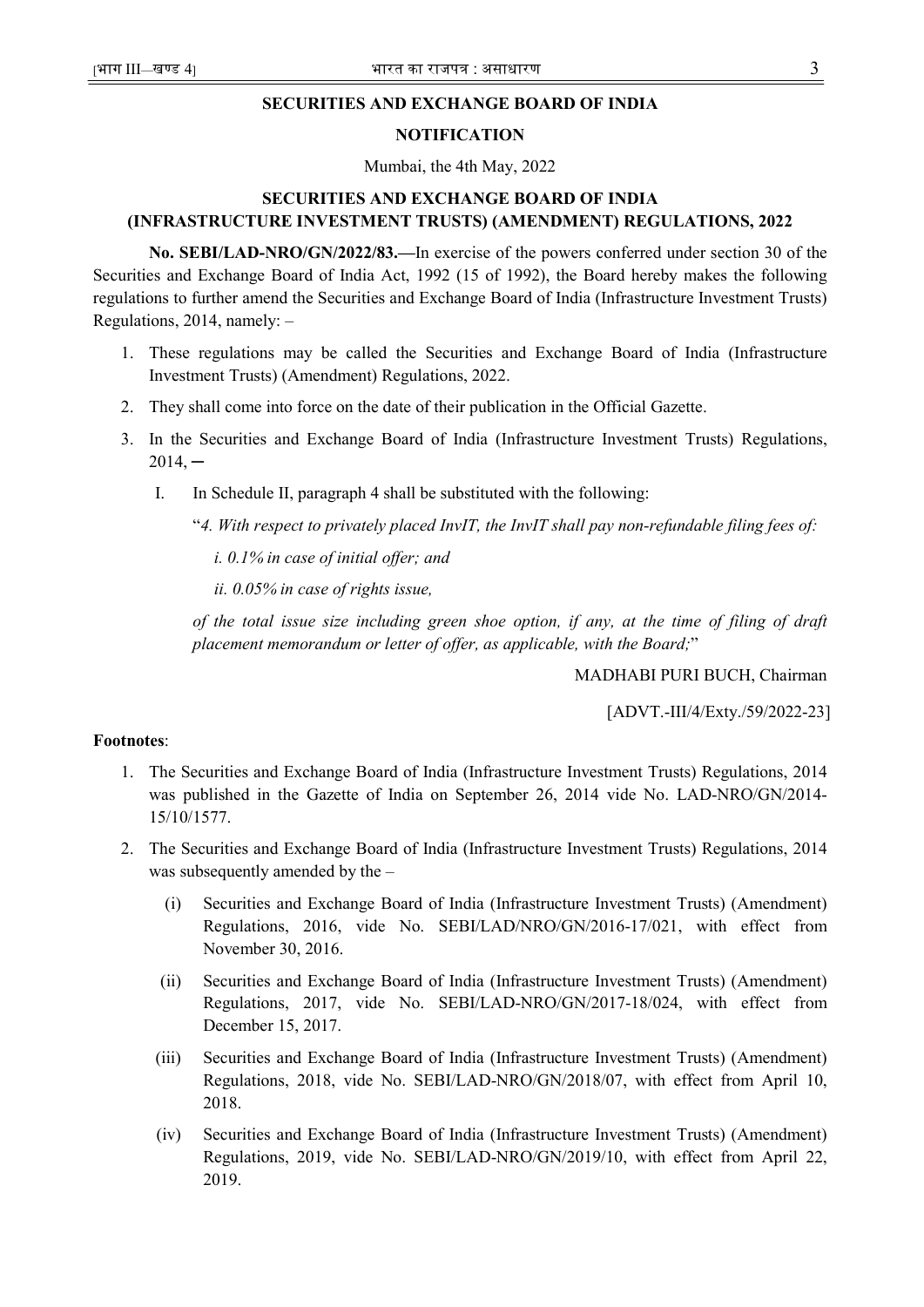**SECURITIES AND EXCHANGE BOARD OF INDIA**

**NOTIFICATION**

Mumbai, the 4th May, 2022

**SECURITIES AND EXCHANGE BOARD OF INDIA (INFRASTRUCTURE INVESTMENT TRUSTS) (AMENDMENT) REGULATIONS, 2022**

**No. SEBI/LAD-NRO/GN/2022/83.—**In exercise of the powers conferred under section 30 of the Securities and Exchange Board of India Act, 1992 (15 of 1992), the Board hereby makes the following regulations to further amend the Securities and Exchange Board of India (Infrastructure Investment Trusts) Regulations, 2014, namely: –

1. These regulations may be called the Securities and Exchange Board of India (Infrastructure Investment Trusts) (Amendment) Regulations, 2022.
2. They shall come into force on the date of their publication in the Official Gazette.
3. In the Securities and Exchange Board of India (Infrastructure Investment Trusts) Regulations, 2014, ─
   I. In Schedule II, paragraph 4 shall be substituted with the following:

      "*4. With respect to privately placed InvIT, the InvIT shall pay non-refundable filing fees of:*

      *i. 0.1% in case of initial offer; and*

      *ii. 0.05% in case of rights issue,*

      *of the total issue size including green shoe option, if any, at the time of filing of draft placement memorandum or letter of offer, as applicable, with the Board;*"

MADHABI PURI BUCH, Chairman

[ADVT.-III/4/Exty./59/2022-23]

**Footnotes**:

1. The Securities and Exchange Board of India (Infrastructure Investment Trusts) Regulations, 2014 was published in the Gazette of India on September 26, 2014 vide No. LAD-NRO/GN/2014-15/10/1577.
2. The Securities and Exchange Board of India (Infrastructure Investment Trusts) Regulations, 2014 was subsequently amended by the –
   (i) Securities and Exchange Board of India (Infrastructure Investment Trusts) (Amendment) Regulations, 2016, vide No. SEBI/LAD/NRO/GN/2016-17/021, with effect from November 30, 2016.

   (ii) Securities and Exchange Board of India (Infrastructure Investment Trusts) (Amendment) Regulations, 2017, vide No. SEBI/LAD-NRO/GN/2017-18/024, with effect from December 15, 2017.

   (iii) Securities and Exchange Board of India (Infrastructure Investment Trusts) (Amendment) Regulations, 2018, vide No. SEBI/LAD-NRO/GN/2018/07, with effect from April 10, 2018.

   (iv) Securities and Exchange Board of India (Infrastructure Investment Trusts) (Amendment) Regulations, 2019, vide No. SEBI/LAD-NRO/GN/2019/10, with effect from April 22, 2019.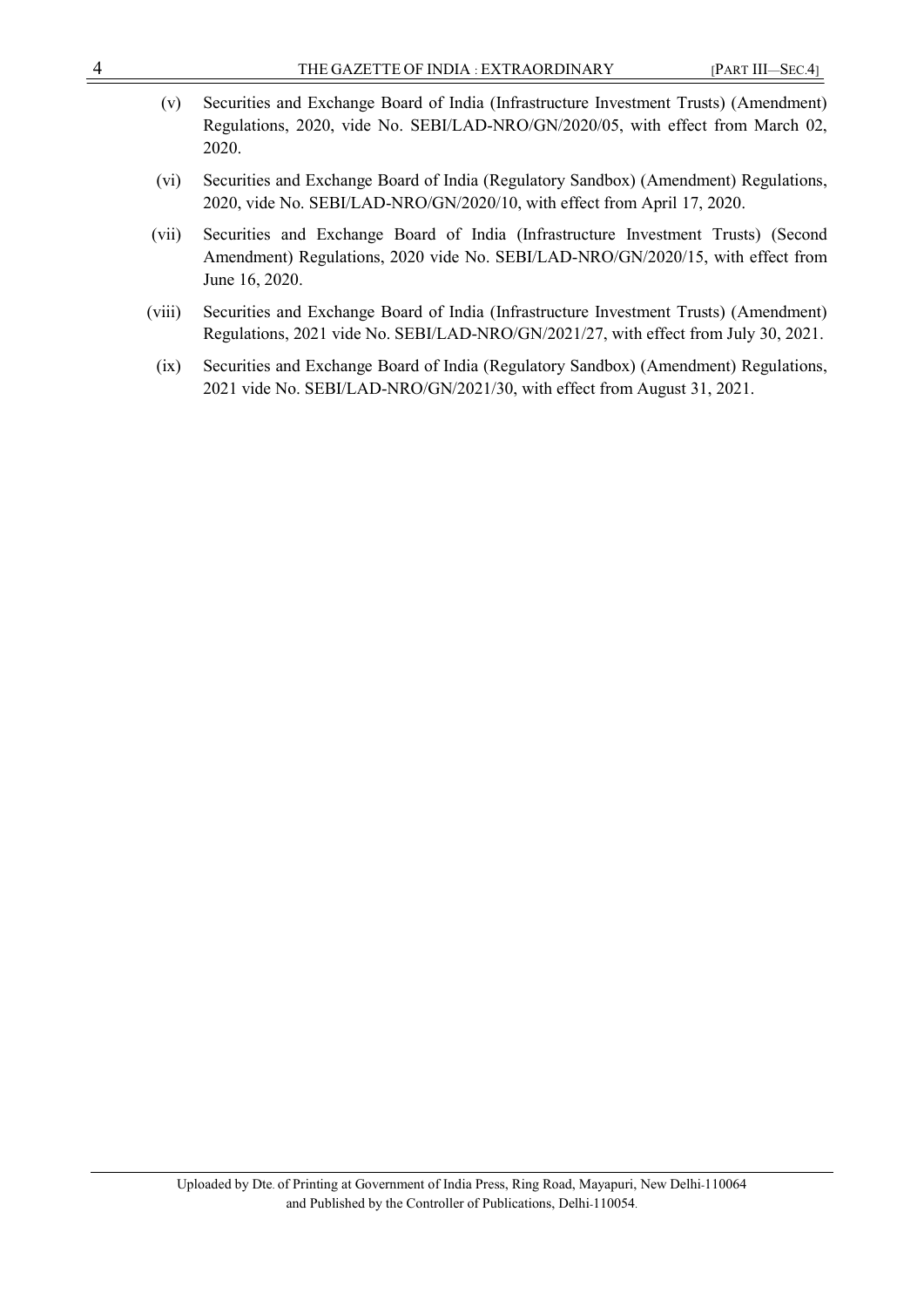(v) Securities and Exchange Board of India (Infrastructure Investment Trusts) (Amendment) Regulations, 2020, vide No. SEBI/LAD-NRO/GN/2020/05, with effect from March 02, 2020.

(vi) Securities and Exchange Board of India (Regulatory Sandbox) (Amendment) Regulations, 2020, vide No. SEBI/LAD-NRO/GN/2020/10, with effect from April 17, 2020.

(vii) Securities and Exchange Board of India (Infrastructure Investment Trusts) (Second Amendment) Regulations, 2020 vide No. SEBI/LAD-NRO/GN/2020/15, with effect from June 16, 2020.

(viii) Securities and Exchange Board of India (Infrastructure Investment Trusts) (Amendment) Regulations, 2021 vide No. SEBI/LAD-NRO/GN/2021/27, with effect from July 30, 2021.

(ix) Securities and Exchange Board of India (Regulatory Sandbox) (Amendment) Regulations, 2021 vide No. SEBI/LAD-NRO/GN/2021/30, with effect from August 31, 2021.

---

Uploaded by Dte. of Printing at Government of India Press, Ring Road, Mayapuri, New Delhi-110064 and Published by the Controller of Publications, Delhi-110054.